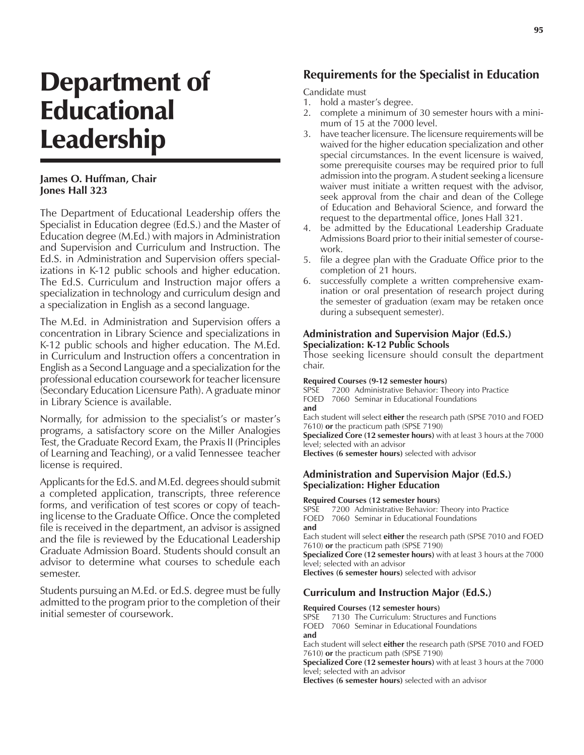# Department of Educational Leadership

**James O. Huffman, Chair**
**Jones Hall 323**

The Department of Educational Leadership offers the Specialist in Education degree (Ed.S.) and the Master of Education degree (M.Ed.) with majors in Administration and Supervision and Curriculum and Instruction. The Ed.S. in Administration and Supervision offers specializations in K-12 public schools and higher education. The Ed.S. Curriculum and Instruction major offers a specialization in technology and curriculum design and a specialization in English as a second language.

The M.Ed. in Administration and Supervision offers a concentration in Library Science and specializations in K-12 public schools and higher education. The M.Ed. in Curriculum and Instruction offers a concentration in English as a Second Language and a specialization for the professional education coursework for teacher licensure (Secondary Education Licensure Path). A graduate minor in Library Science is available.

Normally, for admission to the specialist's or master's programs, a satisfactory score on the Miller Analogies Test, the Graduate Record Exam, the Praxis II (Principles of Learning and Teaching), or a valid Tennessee teacher license is required.

Applicants for the Ed.S. and M.Ed. degrees should submit a completed application, transcripts, three reference forms, and verification of test scores or copy of teaching license to the Graduate Office. Once the completed file is received in the department, an advisor is assigned and the file is reviewed by the Educational Leadership Graduate Admission Board. Students should consult an advisor to determine what courses to schedule each semester.

Students pursuing an M.Ed. or Ed.S. degree must be fully admitted to the program prior to the completion of their initial semester of coursework.

## Requirements for the Specialist in Education

Candidate must

1. hold a master's degree.
2. complete a minimum of 30 semester hours with a minimum of 15 at the 7000 level.
3. have teacher licensure. The licensure requirements will be waived for the higher education specialization and other special circumstances. In the event licensure is waived, some prerequisite courses may be required prior to full admission into the program. A student seeking a licensure waiver must initiate a written request with the advisor, seek approval from the chair and dean of the College of Education and Behavioral Science, and forward the request to the departmental office, Jones Hall 321.
4. be admitted by the Educational Leadership Graduate Admissions Board prior to their initial semester of coursework.
5. file a degree plan with the Graduate Office prior to the completion of 21 hours.
6. successfully complete a written comprehensive examination or oral presentation of research project during the semester of graduation (exam may be retaken once during a subsequent semester).

### Administration and Supervision Major (Ed.S.)
**Specialization: K-12 Public Schools**

Those seeking licensure should consult the department chair.

**Required Courses (9-12 semester hours)**
SPSE 7200 Administrative Behavior: Theory into Practice
FOED 7060 Seminar in Educational Foundations
**and**
Each student will select **either** the research path (SPSE 7010 and FOED 7610) **or** the practicum path (SPSE 7190)
**Specialized Core (12 semester hours)** with at least 3 hours at the 7000 level; selected with an advisor
**Electives (6 semester hours)** selected with advisor

### Administration and Supervision Major (Ed.S.)
**Specialization: Higher Education**

**Required Courses (12 semester hours)**
SPSE 7200 Administrative Behavior: Theory into Practice
FOED 7060 Seminar in Educational Foundations
**and**
Each student will select **either** the research path (SPSE 7010 and FOED 7610) **or** the practicum path (SPSE 7190)
**Specialized Core (12 semester hours)** with at least 3 hours at the 7000 level; selected with an advisor
**Electives (6 semester hours)** selected with advisor

### Curriculum and Instruction Major (Ed.S.)

**Required Courses (12 semester hours)**
SPSE 7130 The Curriculum: Structures and Functions
FOED 7060 Seminar in Educational Foundations
**and**
Each student will select **either** the research path (SPSE 7010 and FOED 7610) **or** the practicum path (SPSE 7190)
**Specialized Core (12 semester hours)** with at least 3 hours at the 7000 level; selected with an advisor
**Electives (6 semester hours)** selected with an advisor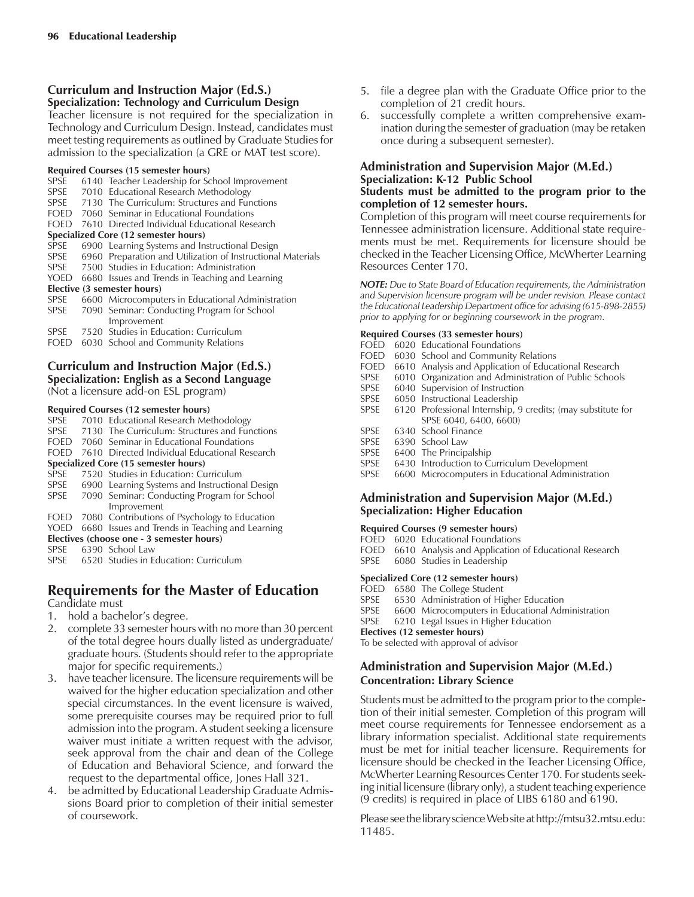### Curriculum and Instruction Major (Ed.S.)
**Specialization: Technology and Curriculum Design**

Teacher licensure is not required for the specialization in Technology and Curriculum Design. Instead, candidates must meet testing requirements as outlined by Graduate Studies for admission to the specialization (a GRE or MAT test score).

**Required Courses (15 semester hours)**

SPSE 6140 Teacher Leadership for School Improvement
SPSE 7010 Educational Research Methodology
SPSE 7130 The Curriculum: Structures and Functions
FOED 7060 Seminar in Educational Foundations
FOED 7610 Directed Individual Educational Research

**Specialized Core (12 semester hours)**

SPSE 6900 Learning Systems and Instructional Design
SPSE 6960 Preparation and Utilization of Instructional Materials
SPSE 7500 Studies in Education: Administration
YOED 6680 Issues and Trends in Teaching and Learning

**Elective (3 semester hours)**

SPSE 6600 Microcomputers in Educational Administration
SPSE 7090 Seminar: Conducting Program for School Improvement
SPSE 7520 Studies in Education: Curriculum
FOED 6030 School and Community Relations

### Curriculum and Instruction Major (Ed.S.)
**Specialization: English as a Second Language**
(Not a licensure add-on ESL program)

**Required Courses (12 semester hours)**

SPSE 7010 Educational Research Methodology
SPSE 7130 The Curriculum: Structures and Functions
FOED 7060 Seminar in Educational Foundations
FOED 7610 Directed Individual Educational Research

**Specialized Core (15 semester hours)**

SPSE 7520 Studies in Education: Curriculum
SPSE 6900 Learning Systems and Instructional Design
SPSE 7090 Seminar: Conducting Program for School Improvement
FOED 7080 Contributions of Psychology to Education
YOED 6680 Issues and Trends in Teaching and Learning

**Electives (choose one - 3 semester hours)**

SPSE 6390 School Law
SPSE 6520 Studies in Education: Curriculum

## Requirements for the Master of Education

Candidate must

1. hold a bachelor's degree.
2. complete 33 semester hours with no more than 30 percent of the total degree hours dually listed as undergraduate/graduate hours. (Students should refer to the appropriate major for specific requirements.)
3. have teacher licensure. The licensure requirements will be waived for the higher education specialization and other special circumstances. In the event licensure is waived, some prerequisite courses may be required prior to full admission into the program. A student seeking a licensure waiver must initiate a written request with the advisor, seek approval from the chair and dean of the College of Education and Behavioral Science, and forward the request to the departmental office, Jones Hall 321.
4. be admitted by Educational Leadership Graduate Admissions Board prior to completion of their initial semester of coursework.
5. file a degree plan with the Graduate Office prior to the completion of 21 credit hours.
6. successfully complete a written comprehensive examination during the semester of graduation (may be retaken once during a subsequent semester).

### Administration and Supervision Major (M.Ed.)
**Specialization: K-12 Public School**

**Students must be admitted to the program prior to the completion of 12 semester hours.**

Completion of this program will meet course requirements for Tennessee administration licensure. Additional state requirements must be met. Requirements for licensure should be checked in the Teacher Licensing Office, McWherter Learning Resources Center 170.

***NOTE:** Due to State Board of Education requirements, the Administration and Supervision licensure program will be under revision. Please contact the Educational Leadership Department office for advising (615-898-2855) prior to applying for or beginning coursework in the program.*

**Required Courses (33 semester hours)**

FOED 6020 Educational Foundations
FOED 6030 School and Community Relations
FOED 6610 Analysis and Application of Educational Research
SPSE 6010 Organization and Administration of Public Schools
SPSE 6040 Supervision of Instruction
SPSE 6050 Instructional Leadership
SPSE 6120 Professional Internship, 9 credits; (may substitute for SPSE 6040, 6400, 6600)
SPSE 6340 School Finance
SPSE 6390 School Law
SPSE 6400 The Principalship
SPSE 6430 Introduction to Curriculum Development
SPSE 6600 Microcomputers in Educational Administration

### Administration and Supervision Major (M.Ed.)
**Specialization: Higher Education**

**Required Courses (9 semester hours)**

FOED 6020 Educational Foundations
FOED 6610 Analysis and Application of Educational Research
SPSE 6080 Studies in Leadership

**Specialized Core (12 semester hours)**

FOED 6580 The College Student
SPSE 6530 Administration of Higher Education
SPSE 6600 Microcomputers in Educational Administration
SPSE 6210 Legal Issues in Higher Education

**Electives (12 semester hours)**

To be selected with approval of advisor

### Administration and Supervision Major (M.Ed.)
**Concentration: Library Science**

Students must be admitted to the program prior to the completion of their initial semester. Completion of this program will meet course requirements for Tennessee endorsement as a library information specialist. Additional state requirements must be met for initial teacher licensure. Requirements for licensure should be checked in the Teacher Licensing Office, McWherter Learning Resources Center 170. For students seeking initial licensure (library only), a student teaching experience (9 credits) is required in place of LIBS 6180 and 6190.

Please see the library science Web site at http://mtsu32.mtsu.edu:11485.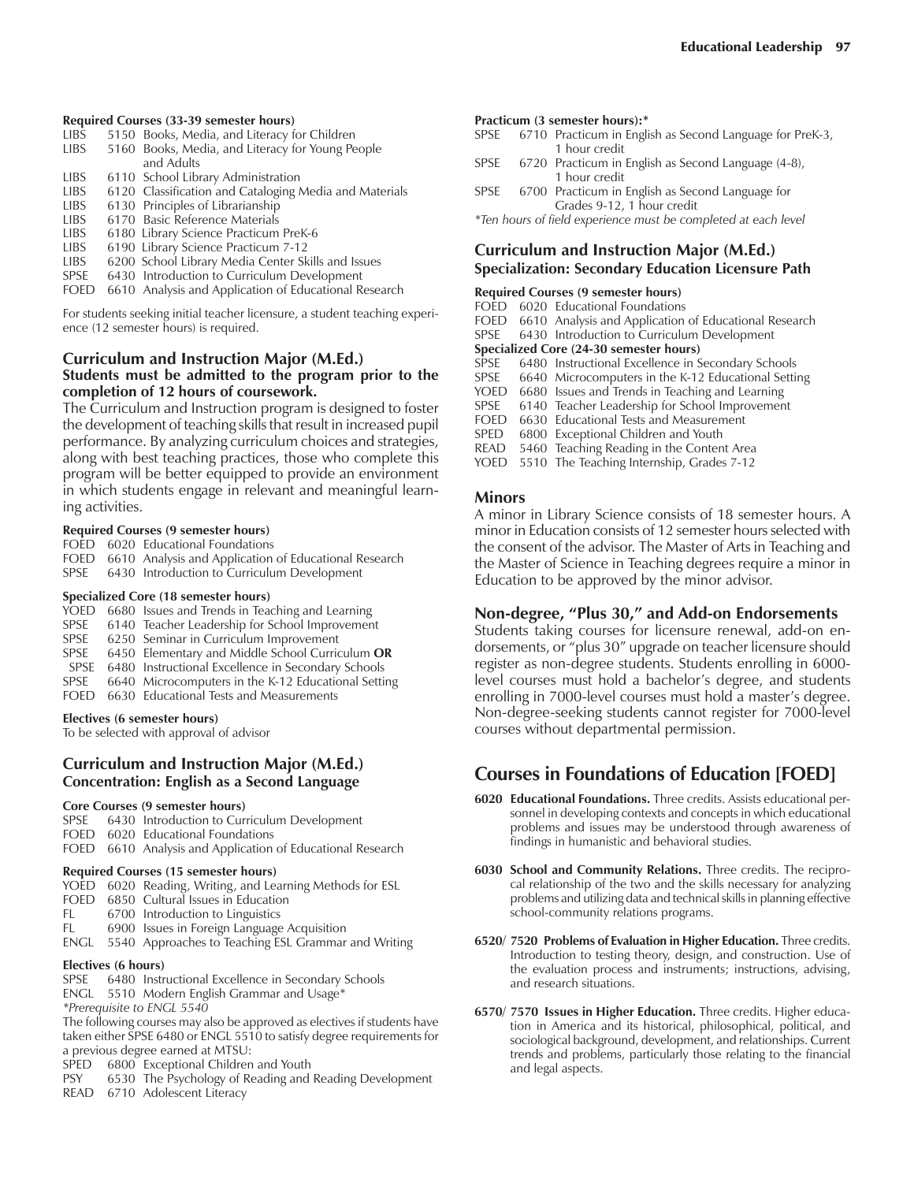**Required Courses (33-39 semester hours)**

LIBS 5150 Books, Media, and Literacy for Children
LIBS 5160 Books, Media, and Literacy for Young People and Adults
LIBS 6110 School Library Administration
LIBS 6120 Classification and Cataloging Media and Materials
LIBS 6130 Principles of Librarianship
LIBS 6170 Basic Reference Materials
LIBS 6180 Library Science Practicum PreK-6
LIBS 6190 Library Science Practicum 7-12
LIBS 6200 School Library Media Center Skills and Issues
SPSE 6430 Introduction to Curriculum Development
FOED 6610 Analysis and Application of Educational Research

For students seeking initial teacher licensure, a student teaching experience (12 semester hours) is required.

## Curriculum and Instruction Major (M.Ed.)

### Students must be admitted to the program prior to the completion of 12 hours of coursework.

The Curriculum and Instruction program is designed to foster the development of teaching skills that result in increased pupil performance. By analyzing curriculum choices and strategies, along with best teaching practices, those who complete this program will be better equipped to provide an environment in which students engage in relevant and meaningful learning activities.

**Required Courses (9 semester hours)**

FOED 6020 Educational Foundations
FOED 6610 Analysis and Application of Educational Research
SPSE 6430 Introduction to Curriculum Development

**Specialized Core (18 semester hours)**

YOED 6680 Issues and Trends in Teaching and Learning
SPSE 6140 Teacher Leadership for School Improvement
SPSE 6250 Seminar in Curriculum Improvement
SPSE 6450 Elementary and Middle School Curriculum **OR**
SPSE 6480 Instructional Excellence in Secondary Schools
SPSE 6640 Microcomputers in the K-12 Educational Setting
FOED 6630 Educational Tests and Measurements

**Electives (6 semester hours)**

To be selected with approval of advisor

## Curriculum and Instruction Major (M.Ed.)

### Concentration: English as a Second Language

**Core Courses (9 semester hours)**

SPSE 6430 Introduction to Curriculum Development
FOED 6020 Educational Foundations
FOED 6610 Analysis and Application of Educational Research

**Required Courses (15 semester hours)**

YOED 6020 Reading, Writing, and Learning Methods for ESL
FOED 6850 Cultural Issues in Education
FL 6700 Introduction to Linguistics
FL 6900 Issues in Foreign Language Acquisition
ENGL 5540 Approaches to Teaching ESL Grammar and Writing

**Electives (6 hours)**

SPSE 6480 Instructional Excellence in Secondary Schools
ENGL 5510 Modern English Grammar and Usage*

*Prerequisite to ENGL 5540*

The following courses may also be approved as electives if students have taken either SPSE 6480 or ENGL 5510 to satisfy degree requirements for a previous degree earned at MTSU:

SPED 6800 Exceptional Children and Youth
PSY 6530 The Psychology of Reading and Reading Development
READ 6710 Adolescent Literacy

**Practicum (3 semester hours):***

SPSE 6710 Practicum in English as Second Language for PreK-3, 1 hour credit
SPSE 6720 Practicum in English as Second Language (4-8), 1 hour credit
SPSE 6700 Practicum in English as Second Language for Grades 9-12, 1 hour credit

*Ten hours of field experience must be completed at each level*

## Curriculum and Instruction Major (M.Ed.)

### Specialization: Secondary Education Licensure Path

**Required Courses (9 semester hours)**

FOED 6020 Educational Foundations
FOED 6610 Analysis and Application of Educational Research
SPSE 6430 Introduction to Curriculum Development

**Specialized Core (24-30 semester hours)**

SPSE 6480 Instructional Excellence in Secondary Schools
SPSE 6640 Microcomputers in the K-12 Educational Setting
YOED 6680 Issues and Trends in Teaching and Learning
SPSE 6140 Teacher Leadership for School Improvement
FOED 6630 Educational Tests and Measurement
SPED 6800 Exceptional Children and Youth
READ 5460 Teaching Reading in the Content Area
YOED 5510 The Teaching Internship, Grades 7-12

## Minors

A minor in Library Science consists of 18 semester hours. A minor in Education consists of 12 semester hours selected with the consent of the advisor. The Master of Arts in Teaching and the Master of Science in Teaching degrees require a minor in Education to be approved by the minor advisor.

## Non-degree, "Plus 30," and Add-on Endorsements

Students taking courses for licensure renewal, add-on endorsements, or "plus 30" upgrade on teacher licensure should register as non-degree students. Students enrolling in 6000-level courses must hold a bachelor's degree, and students enrolling in 7000-level courses must hold a master's degree. Non-degree-seeking students cannot register for 7000-level courses without departmental permission.

# Courses in Foundations of Education [FOED]

**6020 Educational Foundations.** Three credits. Assists educational personnel in developing contexts and concepts in which educational problems and issues may be understood through awareness of findings in humanistic and behavioral studies.

**6030 School and Community Relations.** Three credits. The reciprocal relationship of the two and the skills necessary for analyzing problems and utilizing data and technical skills in planning effective school-community relations programs.

**6520/ 7520 Problems of Evaluation in Higher Education.** Three credits. Introduction to testing theory, design, and construction. Use of the evaluation process and instruments; instructions, advising, and research situations.

**6570/ 7570 Issues in Higher Education.** Three credits. Higher education in America and its historical, philosophical, political, and sociological background, development, and relationships. Current trends and problems, particularly those relating to the financial and legal aspects.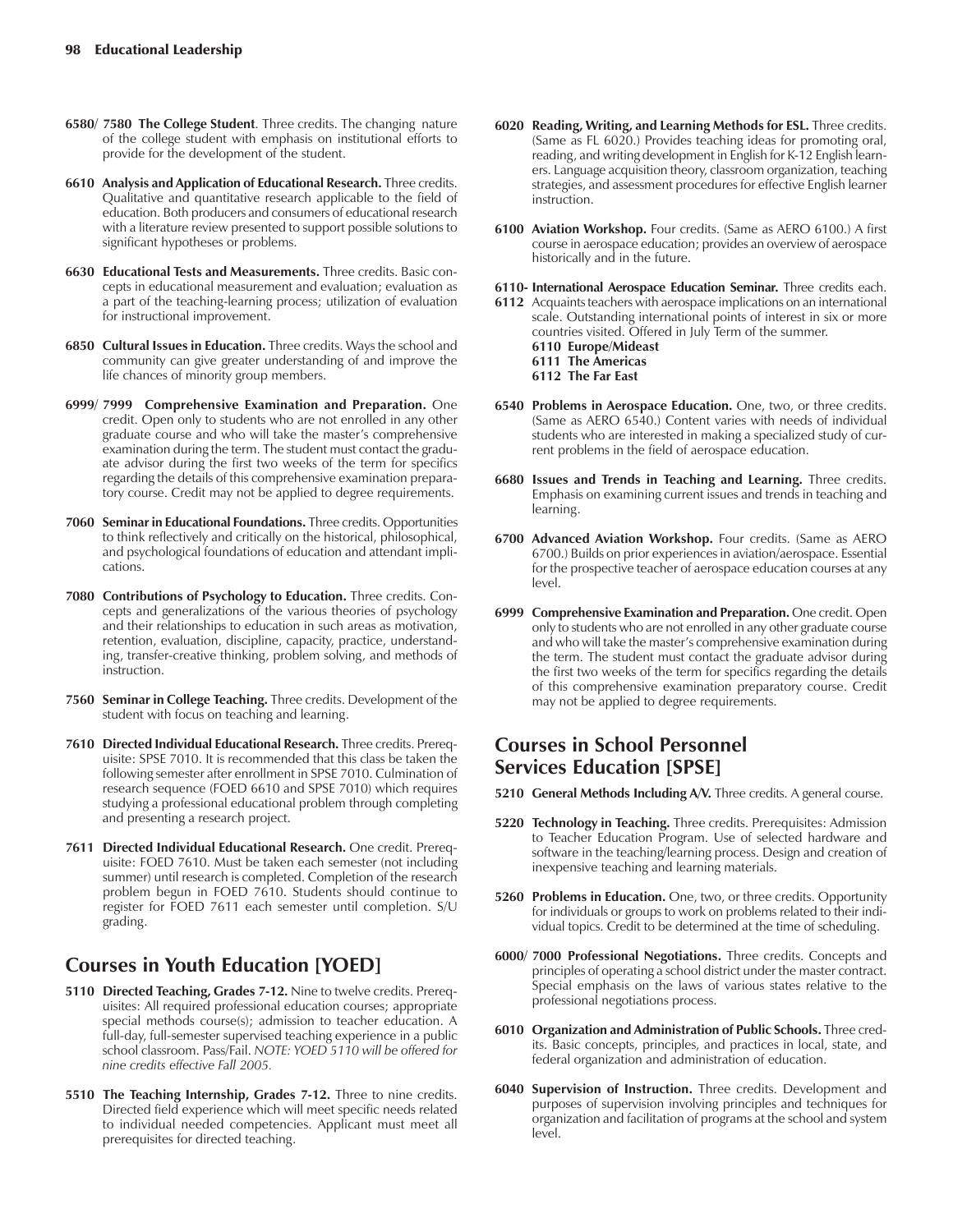**6580/ 7580 The College Student**. Three credits. The changing nature of the college student with emphasis on institutional efforts to provide for the development of the student.

**6610 Analysis and Application of Educational Research.** Three credits. Qualitative and quantitative research applicable to the field of education. Both producers and consumers of educational research with a literature review presented to support possible solutions to significant hypotheses or problems.

**6630 Educational Tests and Measurements.** Three credits. Basic concepts in educational measurement and evaluation; evaluation as a part of the teaching-learning process; utilization of evaluation for instructional improvement.

**6850 Cultural Issues in Education.** Three credits. Ways the school and community can give greater understanding of and improve the life chances of minority group members.

**6999/ 7999 Comprehensive Examination and Preparation.** One credit. Open only to students who are not enrolled in any other graduate course and who will take the master's comprehensive examination during the term. The student must contact the graduate advisor during the first two weeks of the term for specifics regarding the details of this comprehensive examination preparatory course. Credit may not be applied to degree requirements.

**7060 Seminar in Educational Foundations.** Three credits. Opportunities to think reflectively and critically on the historical, philosophical, and psychological foundations of education and attendant implications.

**7080 Contributions of Psychology to Education.** Three credits. Concepts and generalizations of the various theories of psychology and their relationships to education in such areas as motivation, retention, evaluation, discipline, capacity, practice, understanding, transfer-creative thinking, problem solving, and methods of instruction.

**7560 Seminar in College Teaching.** Three credits. Development of the student with focus on teaching and learning.

**7610 Directed Individual Educational Research.** Three credits. Prerequisite: SPSE 7010. It is recommended that this class be taken the following semester after enrollment in SPSE 7010. Culmination of research sequence (FOED 6610 and SPSE 7010) which requires studying a professional educational problem through completing and presenting a research project.

**7611 Directed Individual Educational Research.** One credit. Prerequisite: FOED 7610. Must be taken each semester (not including summer) until research is completed. Completion of the research problem begun in FOED 7610. Students should continue to register for FOED 7611 each semester until completion. S/U grading.

## Courses in Youth Education [YOED]

**5110 Directed Teaching, Grades 7-12.** Nine to twelve credits. Prerequisites: All required professional education courses; appropriate special methods course(s); admission to teacher education. A full-day, full-semester supervised teaching experience in a public school classroom. Pass/Fail. *NOTE: YOED 5110 will be offered for nine credits effective Fall 2005.*

**5510 The Teaching Internship, Grades 7-12.** Three to nine credits. Directed field experience which will meet specific needs related to individual needed competencies. Applicant must meet all prerequisites for directed teaching.

**6020 Reading, Writing, and Learning Methods for ESL.** Three credits. (Same as FL 6020.) Provides teaching ideas for promoting oral, reading, and writing development in English for K-12 English learners. Language acquisition theory, classroom organization, teaching strategies, and assessment procedures for effective English learner instruction.

**6100 Aviation Workshop.** Four credits. (Same as AERO 6100.) A first course in aerospace education; provides an overview of aerospace historically and in the future.

**6110- 6112 International Aerospace Education Seminar.** Three credits each. Acquaints teachers with aerospace implications on an international scale. Outstanding international points of interest in six or more countries visited. Offered in July Term of the summer.
**6110 Europe/Mideast**
**6111 The Americas**
**6112 The Far East**

**6540 Problems in Aerospace Education.** One, two, or three credits. (Same as AERO 6540.) Content varies with needs of individual students who are interested in making a specialized study of current problems in the field of aerospace education.

**6680 Issues and Trends in Teaching and Learning.** Three credits. Emphasis on examining current issues and trends in teaching and learning.

**6700 Advanced Aviation Workshop.** Four credits. (Same as AERO 6700.) Builds on prior experiences in aviation/aerospace. Essential for the prospective teacher of aerospace education courses at any level.

**6999 Comprehensive Examination and Preparation.** One credit. Open only to students who are not enrolled in any other graduate course and who will take the master's comprehensive examination during the term. The student must contact the graduate advisor during the first two weeks of the term for specifics regarding the details of this comprehensive examination preparatory course. Credit may not be applied to degree requirements.

## Courses in School Personnel Services Education [SPSE]

**5210 General Methods Including A/V.** Three credits. A general course.

**5220 Technology in Teaching.** Three credits. Prerequisites: Admission to Teacher Education Program. Use of selected hardware and software in the teaching/learning process. Design and creation of inexpensive teaching and learning materials.

**5260 Problems in Education.** One, two, or three credits. Opportunity for individuals or groups to work on problems related to their individual topics. Credit to be determined at the time of scheduling.

**6000/ 7000 Professional Negotiations.** Three credits. Concepts and principles of operating a school district under the master contract. Special emphasis on the laws of various states relative to the professional negotiations process.

**6010 Organization and Administration of Public Schools.** Three credits. Basic concepts, principles, and practices in local, state, and federal organization and administration of education.

**6040 Supervision of Instruction.** Three credits. Development and purposes of supervision involving principles and techniques for organization and facilitation of programs at the school and system level.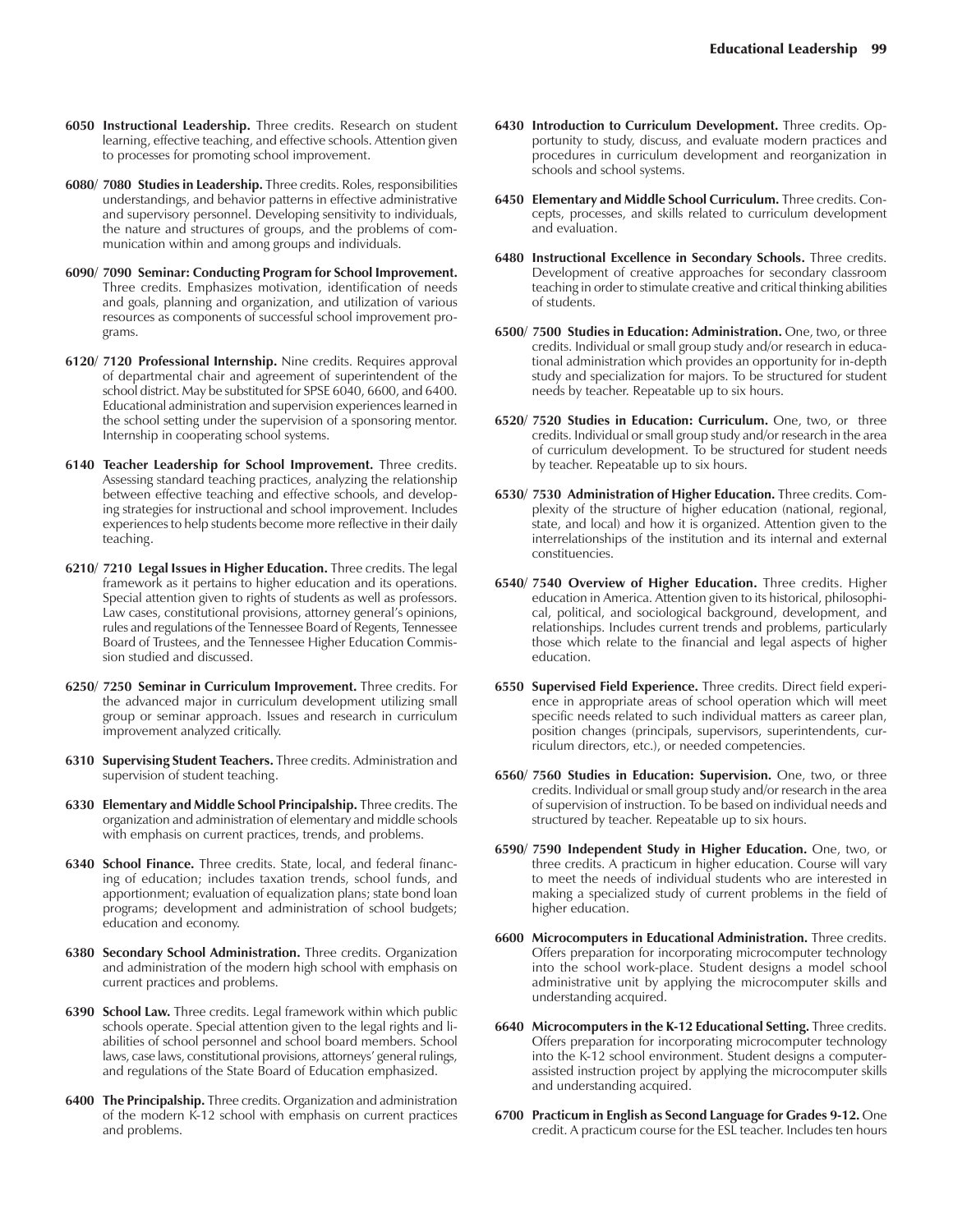**6050 Instructional Leadership.** Three credits. Research on student learning, effective teaching, and effective schools. Attention given to processes for promoting school improvement.

**6080/ 7080 Studies in Leadership.** Three credits. Roles, responsibilities understandings, and behavior patterns in effective administrative and supervisory personnel. Developing sensitivity to individuals, the nature and structures of groups, and the problems of communication within and among groups and individuals.

**6090/ 7090 Seminar: Conducting Program for School Improvement.** Three credits. Emphasizes motivation, identification of needs and goals, planning and organization, and utilization of various resources as components of successful school improvement programs.

**6120/ 7120 Professional Internship.** Nine credits. Requires approval of departmental chair and agreement of superintendent of the school district. May be substituted for SPSE 6040, 6600, and 6400. Educational administration and supervision experiences learned in the school setting under the supervision of a sponsoring mentor. Internship in cooperating school systems.

**6140 Teacher Leadership for School Improvement.** Three credits. Assessing standard teaching practices, analyzing the relationship between effective teaching and effective schools, and developing strategies for instructional and school improvement. Includes experiences to help students become more reflective in their daily teaching.

**6210/ 7210 Legal Issues in Higher Education.** Three credits. The legal framework as it pertains to higher education and its operations. Special attention given to rights of students as well as professors. Law cases, constitutional provisions, attorney general's opinions, rules and regulations of the Tennessee Board of Regents, Tennessee Board of Trustees, and the Tennessee Higher Education Commission studied and discussed.

**6250/ 7250 Seminar in Curriculum Improvement.** Three credits. For the advanced major in curriculum development utilizing small group or seminar approach. Issues and research in curriculum improvement analyzed critically.

**6310 Supervising Student Teachers.** Three credits. Administration and supervision of student teaching.

**6330 Elementary and Middle School Principalship.** Three credits. The organization and administration of elementary and middle schools with emphasis on current practices, trends, and problems.

**6340 School Finance.** Three credits. State, local, and federal financing of education; includes taxation trends, school funds, and apportionment; evaluation of equalization plans; state bond loan programs; development and administration of school budgets; education and economy.

**6380 Secondary School Administration.** Three credits. Organization and administration of the modern high school with emphasis on current practices and problems.

**6390 School Law.** Three credits. Legal framework within which public schools operate. Special attention given to the legal rights and liabilities of school personnel and school board members. School laws, case laws, constitutional provisions, attorneys' general rulings, and regulations of the State Board of Education emphasized.

**6400 The Principalship.** Three credits. Organization and administration of the modern K-12 school with emphasis on current practices and problems.

**6430 Introduction to Curriculum Development.** Three credits. Opportunity to study, discuss, and evaluate modern practices and procedures in curriculum development and reorganization in schools and school systems.

**6450 Elementary and Middle School Curriculum.** Three credits. Concepts, processes, and skills related to curriculum development and evaluation.

**6480 Instructional Excellence in Secondary Schools.** Three credits. Development of creative approaches for secondary classroom teaching in order to stimulate creative and critical thinking abilities of students.

**6500/ 7500 Studies in Education: Administration.** One, two, or three credits. Individual or small group study and/or research in educational administration which provides an opportunity for in-depth study and specialization for majors. To be structured for student needs by teacher. Repeatable up to six hours.

**6520/ 7520 Studies in Education: Curriculum.** One, two, or three credits. Individual or small group study and/or research in the area of curriculum development. To be structured for student needs by teacher. Repeatable up to six hours.

**6530/ 7530 Administration of Higher Education.** Three credits. Complexity of the structure of higher education (national, regional, state, and local) and how it is organized. Attention given to the interrelationships of the institution and its internal and external constituencies.

**6540/ 7540 Overview of Higher Education.** Three credits. Higher education in America. Attention given to its historical, philosophical, political, and sociological background, development, and relationships. Includes current trends and problems, particularly those which relate to the financial and legal aspects of higher education.

**6550 Supervised Field Experience.** Three credits. Direct field experience in appropriate areas of school operation which will meet specific needs related to such individual matters as career plan, position changes (principals, supervisors, superintendents, curriculum directors, etc.), or needed competencies.

**6560/ 7560 Studies in Education: Supervision.** One, two, or three credits. Individual or small group study and/or research in the area of supervision of instruction. To be based on individual needs and structured by teacher. Repeatable up to six hours.

**6590/ 7590 Independent Study in Higher Education.** One, two, or three credits. A practicum in higher education. Course will vary to meet the needs of individual students who are interested in making a specialized study of current problems in the field of higher education.

**6600 Microcomputers in Educational Administration.** Three credits. Offers preparation for incorporating microcomputer technology into the school work-place. Student designs a model school administrative unit by applying the microcomputer skills and understanding acquired.

**6640 Microcomputers in the K-12 Educational Setting.** Three credits. Offers preparation for incorporating microcomputer technology into the K-12 school environment. Student designs a computer-assisted instruction project by applying the microcomputer skills and understanding acquired.

**6700 Practicum in English as Second Language for Grades 9-12.** One credit. A practicum course for the ESL teacher. Includes ten hours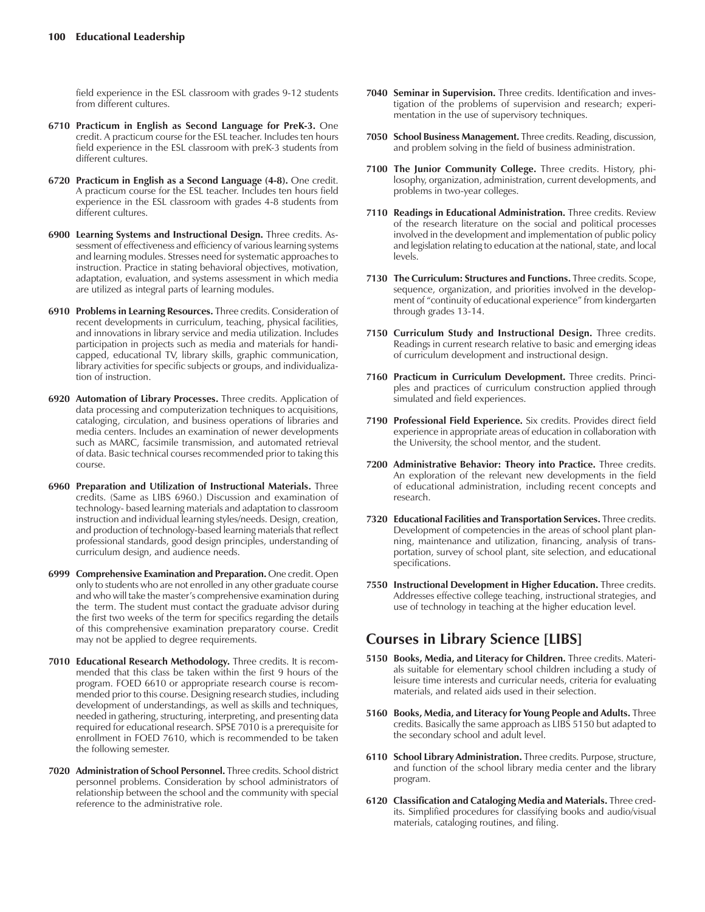field experience in the ESL classroom with grades 9-12 students from different cultures.

**6710 Practicum in English as Second Language for PreK-3.** One credit. A practicum course for the ESL teacher. Includes ten hours field experience in the ESL classroom with preK-3 students from different cultures.

**6720 Practicum in English as a Second Language (4-8).** One credit. A practicum course for the ESL teacher. Includes ten hours field experience in the ESL classroom with grades 4-8 students from different cultures.

**6900 Learning Systems and Instructional Design.** Three credits. Assessment of effectiveness and efficiency of various learning systems and learning modules. Stresses need for systematic approaches to instruction. Practice in stating behavioral objectives, motivation, adaptation, evaluation, and systems assessment in which media are utilized as integral parts of learning modules.

**6910 Problems in Learning Resources.** Three credits. Consideration of recent developments in curriculum, teaching, physical facilities, and innovations in library service and media utilization. Includes participation in projects such as media and materials for handicapped, educational TV, library skills, graphic communication, library activities for specific subjects or groups, and individualization of instruction.

**6920 Automation of Library Processes.** Three credits. Application of data processing and computerization techniques to acquisitions, cataloging, circulation, and business operations of libraries and media centers. Includes an examination of newer developments such as MARC, facsimile transmission, and automated retrieval of data. Basic technical courses recommended prior to taking this course.

**6960 Preparation and Utilization of Instructional Materials.** Three credits. (Same as LIBS 6960.) Discussion and examination of technology- based learning materials and adaptation to classroom instruction and individual learning styles/needs. Design, creation, and production of technology-based learning materials that reflect professional standards, good design principles, understanding of curriculum design, and audience needs.

**6999 Comprehensive Examination and Preparation.** One credit. Open only to students who are not enrolled in any other graduate course and who will take the master's comprehensive examination during the term. The student must contact the graduate advisor during the first two weeks of the term for specifics regarding the details of this comprehensive examination preparatory course. Credit may not be applied to degree requirements.

**7010 Educational Research Methodology.** Three credits. It is recommended that this class be taken within the first 9 hours of the program. FOED 6610 or appropriate research course is recommended prior to this course. Designing research studies, including development of understandings, as well as skills and techniques, needed in gathering, structuring, interpreting, and presenting data required for educational research. SPSE 7010 is a prerequisite for enrollment in FOED 7610, which is recommended to be taken the following semester.

**7020 Administration of School Personnel.** Three credits. School district personnel problems. Consideration by school administrators of relationship between the school and the community with special reference to the administrative role.

**7040 Seminar in Supervision.** Three credits. Identification and investigation of the problems of supervision and research; experimentation in the use of supervisory techniques.

**7050 School Business Management.** Three credits. Reading, discussion, and problem solving in the field of business administration.

**7100 The Junior Community College.** Three credits. History, philosophy, organization, administration, current developments, and problems in two-year colleges.

**7110 Readings in Educational Administration.** Three credits. Review of the research literature on the social and political processes involved in the development and implementation of public policy and legislation relating to education at the national, state, and local levels.

**7130 The Curriculum: Structures and Functions.** Three credits. Scope, sequence, organization, and priorities involved in the development of "continuity of educational experience" from kindergarten through grades 13-14.

**7150 Curriculum Study and Instructional Design.** Three credits. Readings in current research relative to basic and emerging ideas of curriculum development and instructional design.

**7160 Practicum in Curriculum Development.** Three credits. Principles and practices of curriculum construction applied through simulated and field experiences.

**7190 Professional Field Experience.** Six credits. Provides direct field experience in appropriate areas of education in collaboration with the University, the school mentor, and the student.

**7200 Administrative Behavior: Theory into Practice.** Three credits. An exploration of the relevant new developments in the field of educational administration, including recent concepts and research.

**7320 Educational Facilities and Transportation Services.** Three credits. Development of competencies in the areas of school plant planning, maintenance and utilization, financing, analysis of transportation, survey of school plant, site selection, and educational specifications.

**7550 Instructional Development in Higher Education.** Three credits. Addresses effective college teaching, instructional strategies, and use of technology in teaching at the higher education level.

## Courses in Library Science [LIBS]

**5150 Books, Media, and Literacy for Children.** Three credits. Materials suitable for elementary school children including a study of leisure time interests and curricular needs, criteria for evaluating materials, and related aids used in their selection.

**5160 Books, Media, and Literacy for Young People and Adults.** Three credits. Basically the same approach as LIBS 5150 but adapted to the secondary school and adult level.

**6110 School Library Administration.** Three credits. Purpose, structure, and function of the school library media center and the library program.

**6120 Classification and Cataloging Media and Materials.** Three credits. Simplified procedures for classifying books and audio/visual materials, cataloging routines, and filing.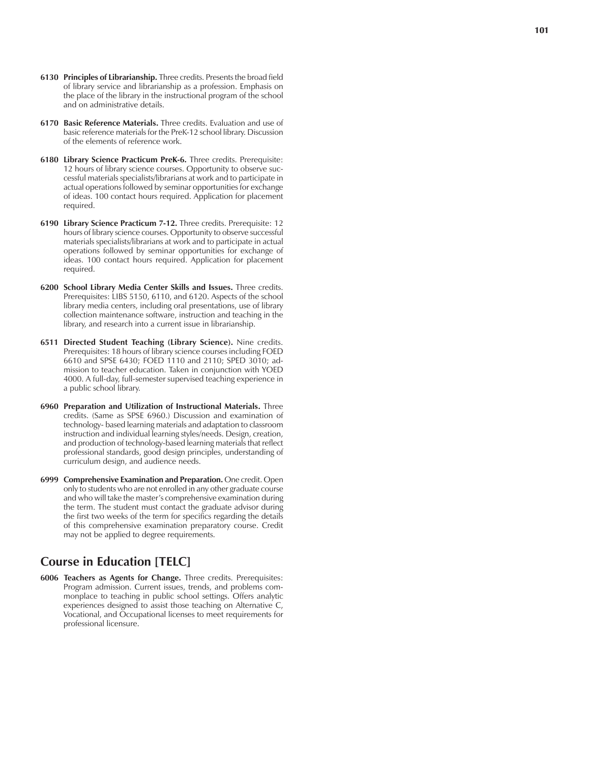**6130 Principles of Librarianship.** Three credits. Presents the broad field of library service and librarianship as a profession. Emphasis on the place of the library in the instructional program of the school and on administrative details.

**6170 Basic Reference Materials.** Three credits. Evaluation and use of basic reference materials for the PreK-12 school library. Discussion of the elements of reference work.

**6180 Library Science Practicum PreK-6.** Three credits. Prerequisite: 12 hours of library science courses. Opportunity to observe successful materials specialists/librarians at work and to participate in actual operations followed by seminar opportunities for exchange of ideas. 100 contact hours required. Application for placement required.

**6190 Library Science Practicum 7-12.** Three credits. Prerequisite: 12 hours of library science courses. Opportunity to observe successful materials specialists/librarians at work and to participate in actual operations followed by seminar opportunities for exchange of ideas. 100 contact hours required. Application for placement required.

**6200 School Library Media Center Skills and Issues.** Three credits. Prerequisites: LIBS 5150, 6110, and 6120. Aspects of the school library media centers, including oral presentations, use of library collection maintenance software, instruction and teaching in the library, and research into a current issue in librarianship.

**6511 Directed Student Teaching (Library Science).** Nine credits. Prerequisites: 18 hours of library science courses including FOED 6610 and SPSE 6430; FOED 1110 and 2110; SPED 3010; admission to teacher education. Taken in conjunction with YOED 4000. A full-day, full-semester supervised teaching experience in a public school library.

**6960 Preparation and Utilization of Instructional Materials.** Three credits. (Same as SPSE 6960.) Discussion and examination of technology- based learning materials and adaptation to classroom instruction and individual learning styles/needs. Design, creation, and production of technology-based learning materials that reflect professional standards, good design principles, understanding of curriculum design, and audience needs.

**6999 Comprehensive Examination and Preparation.** One credit. Open only to students who are not enrolled in any other graduate course and who will take the master's comprehensive examination during the term. The student must contact the graduate advisor during the first two weeks of the term for specifics regarding the details of this comprehensive examination preparatory course. Credit may not be applied to degree requirements.

## Course in Education [TELC]

**6006 Teachers as Agents for Change.** Three credits. Prerequisites: Program admission. Current issues, trends, and problems commonplace to teaching in public school settings. Offers analytic experiences designed to assist those teaching on Alternative C, Vocational, and Occupational licenses to meet requirements for professional licensure.